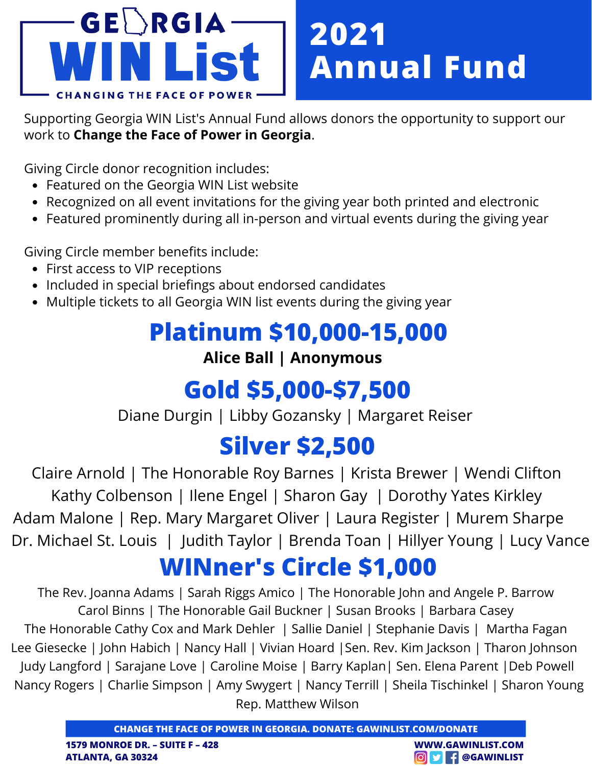# GEORGIA WIN List

CHANGING THE FACE OF POWER

# 2021 Annual Fund

Supporting Georgia WIN List's Annual Fund allows donors the opportunity to support our work to **Change the Face of Power in Georgia**.

Giving Circle donor recognition includes:

- Featured on the Georgia WIN List website
- Recognized on all event invitations for the giving year both printed and electronic
- Featured prominently during all in-person and virtual events during the giving year

Giving Circle member benefits include:

- First access to VIP receptions
- Included in special briefings about endorsed candidates
- Multiple tickets to all Georgia WIN list events during the giving year

## Platinum $10,000-15,000

**Alice Ball | Anonymous**

## Gold $5,000-$7,500

Diane Durgin | Libby Gozansky | Margaret Reiser

## Silver $2,500

Claire Arnold | The Honorable Roy Barnes | Krista Brewer | Wendi Clifton
Kathy Colbenson | Ilene Engel | Sharon Gay | Dorothy Yates Kirkley
Adam Malone | Rep. Mary Margaret Oliver | Laura Register | Murem Sharpe
Dr. Michael St. Louis | Judith Taylor | Brenda Toan | Hillyer Young | Lucy Vance

## WINner's Circle $1,000

The Rev. Joanna Adams | Sarah Riggs Amico | The Honorable John and Angele P. Barrow
Carol Binns | The Honorable Gail Buckner | Susan Brooks | Barbara Casey
The Honorable Cathy Cox and Mark Dehler | Sallie Daniel | Stephanie Davis | Martha Fagan
Lee Giesecke | John Habich | Nancy Hall | Vivian Hoard | Sen. Rev. Kim Jackson | Tharon Johnson
Judy Langford | Sarajane Love | Caroline Moise | Barry Kaplan | Sen. Elena Parent | Deb Powell
Nancy Rogers | Charlie Simpson | Amy Swygert | Nancy Terrill | Sheila Tischinkel | Sharon Young
Rep. Matthew Wilson

**CHANGE THE FACE OF POWER IN GEORGIA. DONATE: GAWINLIST.COM/DONATE**

**1579 MONROE DR. – SUITE F – 428**
**ATLANTA, GA 30324**

**WWW.GAWINLIST.COM**
**@GAWINLIST**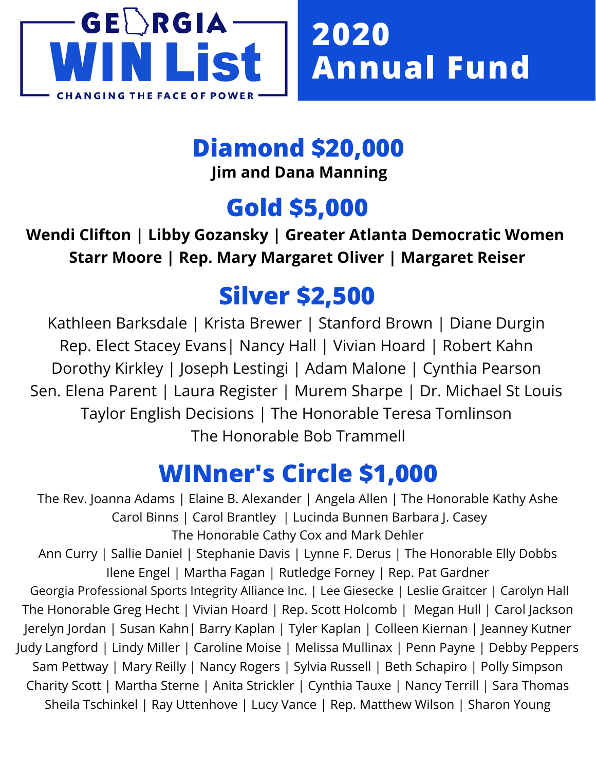GEORGIA WIN List

CHANGING THE FACE OF POWER

# 2020 Annual Fund

## Diamond $20,000

**Jim and Dana Manning**

## Gold $5,000

**Wendi Clifton | Libby Gozansky | Greater Atlanta Democratic Women**
**Starr Moore | Rep. Mary Margaret Oliver | Margaret Reiser**

## Silver $2,500

Kathleen Barksdale | Krista Brewer | Stanford Brown | Diane Durgin
Rep. Elect Stacey Evans| Nancy Hall | Vivian Hoard | Robert Kahn
Dorothy Kirkley | Joseph Lestingi | Adam Malone | Cynthia Pearson
Sen. Elena Parent | Laura Register | Murem Sharpe | Dr. Michael St Louis
Taylor English Decisions | The Honorable Teresa Tomlinson
The Honorable Bob Trammell

## WINner's Circle $1,000

The Rev. Joanna Adams | Elaine B. Alexander | Angela Allen | The Honorable Kathy Ashe
Carol Binns | Carol Brantley | Lucinda Bunnen Barbara J. Casey
The Honorable Cathy Cox and Mark Dehler
Ann Curry | Sallie Daniel | Stephanie Davis | Lynne F. Derus | The Honorable Elly Dobbs
Ilene Engel | Martha Fagan | Rutledge Forney | Rep. Pat Gardner
Georgia Professional Sports Integrity Alliance Inc. | Lee Giesecke | Leslie Graitcer | Carolyn Hall
The Honorable Greg Hecht | Vivian Hoard | Rep. Scott Holcomb | Megan Hull | Carol Jackson
Jerelyn Jordan | Susan Kahn| Barry Kaplan | Tyler Kaplan | Colleen Kiernan | Jeanney Kutner
Judy Langford | Lindy Miller | Caroline Moise | Melissa Mullinax | Penn Payne | Debby Peppers
Sam Pettway | Mary Reilly | Nancy Rogers | Sylvia Russell | Beth Schapiro | Polly Simpson
Charity Scott | Martha Sterne | Anita Strickler | Cynthia Tauxe | Nancy Terrill | Sara Thomas
Sheila Tschinkel | Ray Uttenhove | Lucy Vance | Rep. Matthew Wilson | Sharon Young